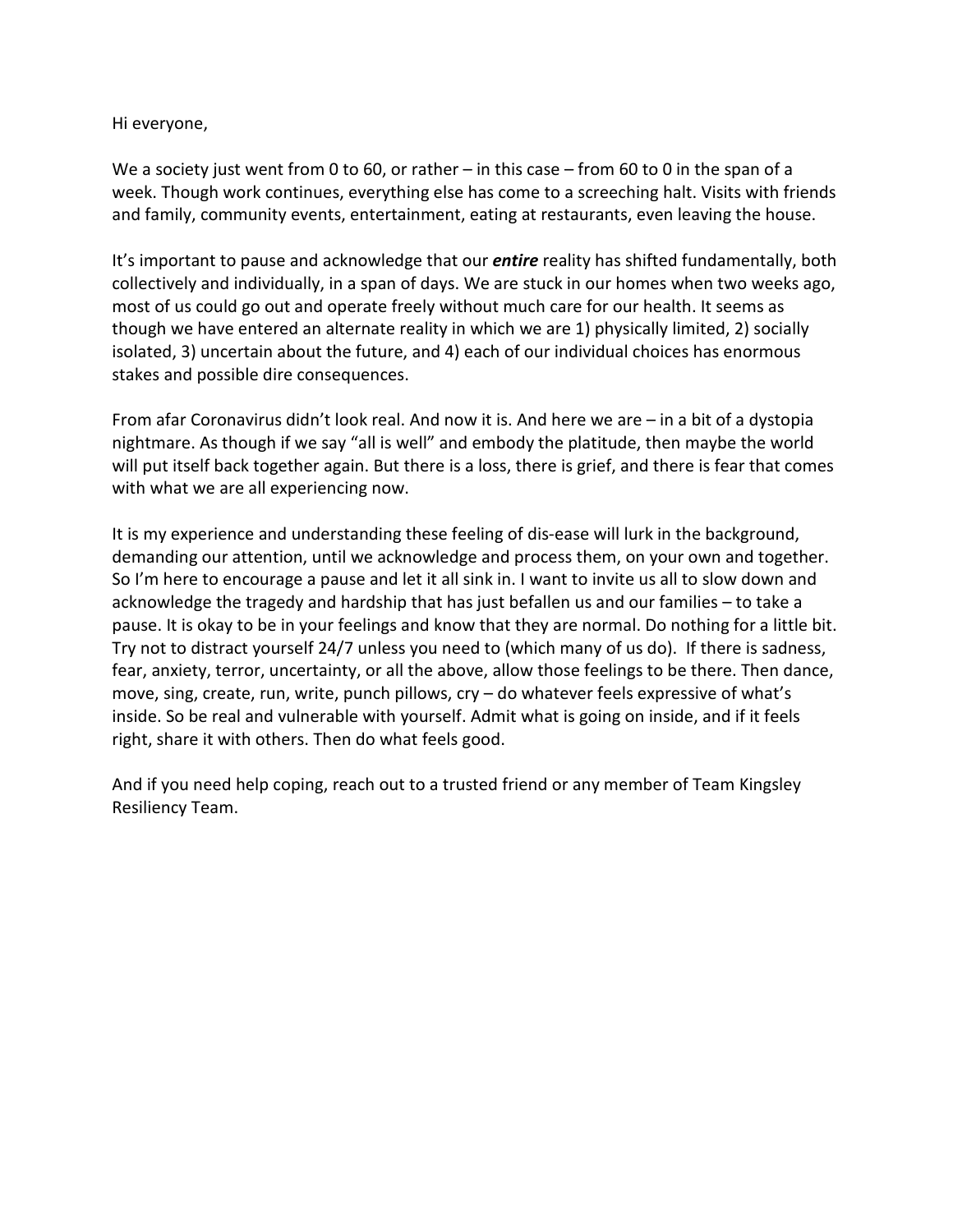Hi everyone,

We a society just went from 0 to 60, or rather – in this case – from 60 to 0 in the span of a week. Though work continues, everything else has come to a screeching halt. Visits with friends and family, community events, entertainment, eating at restaurants, even leaving the house.

It's important to pause and acknowledge that our ***entire*** reality has shifted fundamentally, both collectively and individually, in a span of days. We are stuck in our homes when two weeks ago, most of us could go out and operate freely without much care for our health. It seems as though we have entered an alternate reality in which we are 1) physically limited, 2) socially isolated, 3) uncertain about the future, and 4) each of our individual choices has enormous stakes and possible dire consequences.

From afar Coronavirus didn't look real. And now it is. And here we are – in a bit of a dystopia nightmare. As though if we say "all is well" and embody the platitude, then maybe the world will put itself back together again. But there is a loss, there is grief, and there is fear that comes with what we are all experiencing now.

It is my experience and understanding these feeling of dis-ease will lurk in the background, demanding our attention, until we acknowledge and process them, on your own and together. So I'm here to encourage a pause and let it all sink in. I want to invite us all to slow down and acknowledge the tragedy and hardship that has just befallen us and our families – to take a pause. It is okay to be in your feelings and know that they are normal. Do nothing for a little bit. Try not to distract yourself 24/7 unless you need to (which many of us do). If there is sadness, fear, anxiety, terror, uncertainty, or all the above, allow those feelings to be there. Then dance, move, sing, create, run, write, punch pillows, cry – do whatever feels expressive of what's inside. So be real and vulnerable with yourself. Admit what is going on inside, and if it feels right, share it with others. Then do what feels good.

And if you need help coping, reach out to a trusted friend or any member of Team Kingsley Resiliency Team.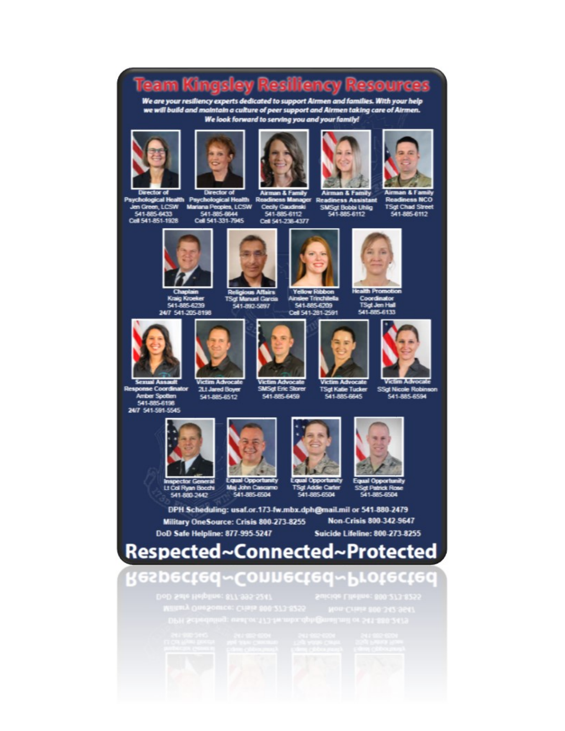# Team Kingsley Resiliency Resources

***We are your resiliency experts dedicated to support Airmen and families. With your help we will build and maintain a culture of peer support and Airmen taking care of Airmen.***
***We look forward to serving you and your family!***

**Director of Psychological Health**
Jen Green, LCSW
541-885-6433
Cell 541-851-1928

**Director of Psychological Health**
Mariana Peoples, LCSW
541-885-6644
Cell 541-331-7945

**Airman & Family Readiness Manager**
Cecily Gaudinski
541-885-6112
Cell 541-238-4377

**Airman & Family Readiness Assistant**
SMSgt Bobbi Uhlig
541-885-6112

**Airman & Family Readiness NCO**
TSgt Chad Street
541-885-6112

**Chaplain**
Kraig Kroeker
541-885-6239
24/7 541-205-8198

**Religious Affairs**
TSgt Manuel Garcia
541-892-5897

**Yellow Ribbon**
Ainslee Trinchitella
541-885-6209
Cell 541-281-2591

**Health Promotion Coordinator**
TSgt Jen Hall
541-885-6133

**Sexual Assault Response Coordinator**
Amber Spotten
541-885-6198
24/7 541-591-5545

**Victim Advocate**
2Lt Jared Boyer
541-885-6512

**Victim Advocate**
SMSgt Eric Storer
541-885-6459

**Victim Advocate**
TSgt Katie Tucker
541-885-6645

**Victim Advocate**
SSgt Nicole Robinson
541-885-6594

**Inspector General**
Lt Col Ryan Bocchi
541-880-2442

**Equal Opportunity**
Maj John Cascamo
541-885-6504

**Equal Opportunity**
TSgt Addie Carter
541-885-6504

**Equal Opportunity**
SSgt Patrick Rose
541-885-6504

DPH Scheduling: usaf.or.173-fw.mbx.dph@mail.mil or 541-880-2479

Military OneSource: Crisis 800-273-8255 — Non-Crisis 800-342-9647

DoD Safe Helpline: 877-995-5247 — Suicide Lifeline: 800-273-8255

# Respected~Connected~Protected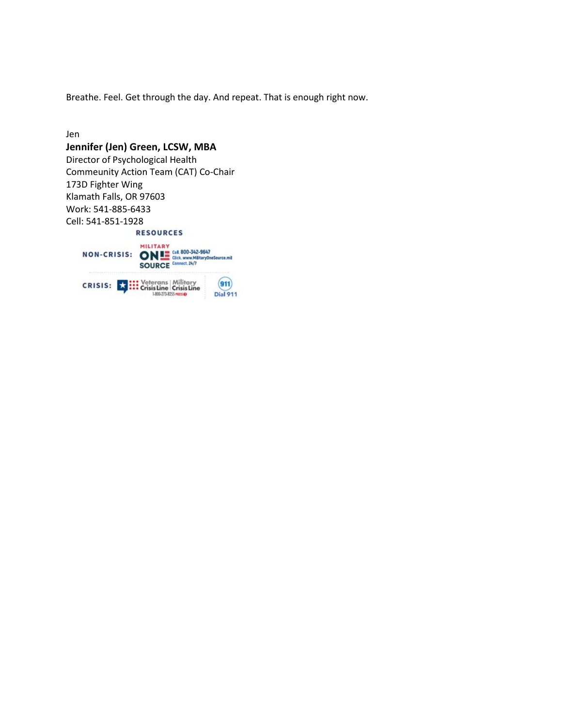Breathe. Feel. Get through the day. And repeat. That is enough right now.

Jen

**Jennifer (Jen) Green, LCSW, MBA**
Director of Psychological Health
Commeunity Action Team (CAT) Co-Chair
173D Fighter Wing
Klamath Falls, OR 97603
Work: 541-885-6433
Cell: 541-851-1928

RESOURCES

NON-CRISIS: MILITARY ONE SOURCE Call. 800-342-9647 Click. www.MilitaryOneSource.mil Connect. 24/7

CRISIS: Veterans Crisis Line | Military Crisis Line 1-800-273-8255 PRESS 1 | 911 Dial 911